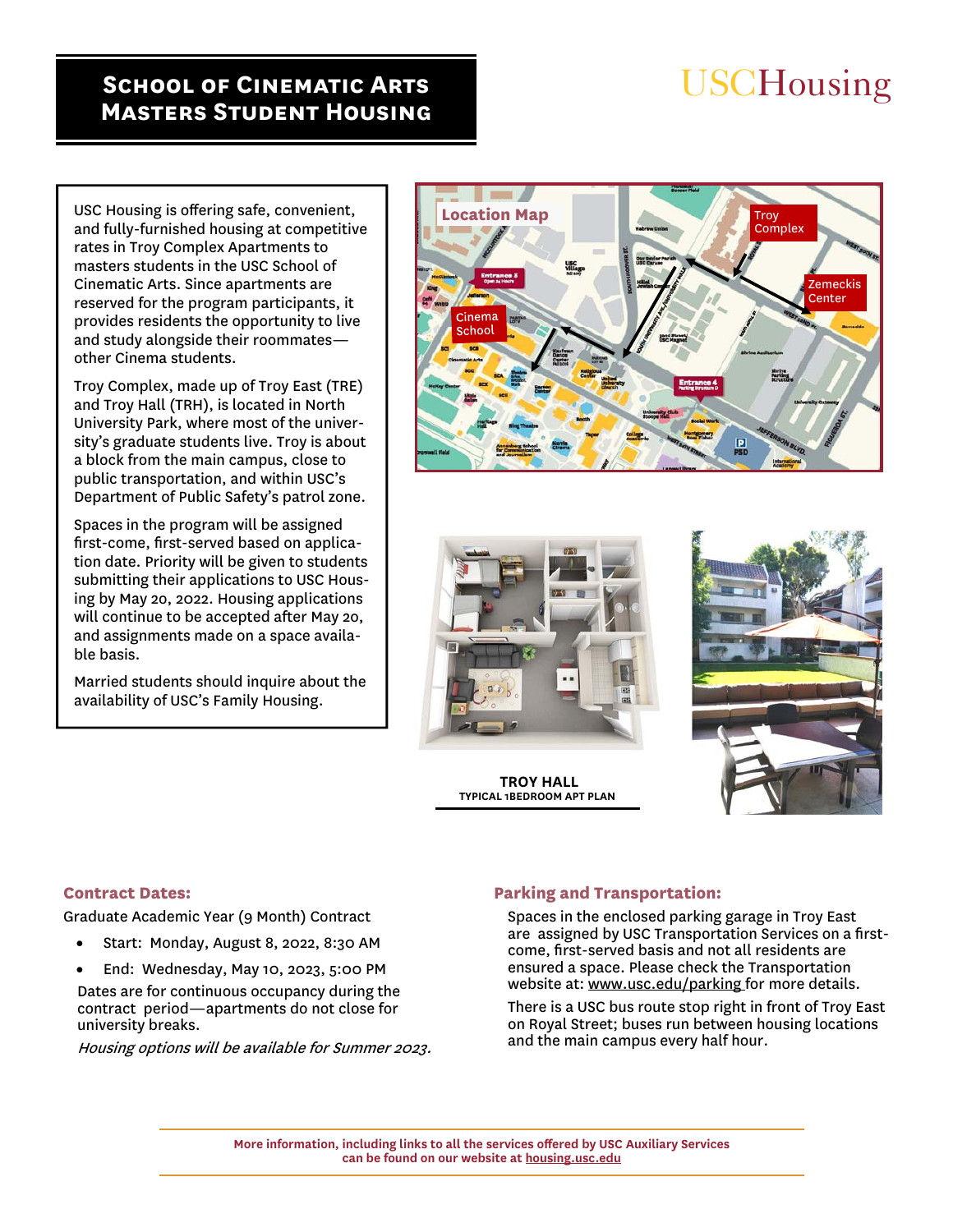# School of Cinematic Arts Masters Student Housing

USCHousing

USC Housing is offering safe, convenient, and fully-furnished housing at competitive rates in Troy Complex Apartments to masters students in the USC School of Cinematic Arts. Since apartments are reserved for the program participants, it provides residents the opportunity to live and study alongside their roommates—other Cinema students.

Troy Complex, made up of Troy East (TRE) and Troy Hall (TRH), is located in North University Park, where most of the university's graduate students live. Troy is about a block from the main campus, close to public transportation, and within USC's Department of Public Safety's patrol zone.

Spaces in the program will be assigned first-come, first-served based on application date. Priority will be given to students submitting their applications to USC Housing by May 20, 2022. Housing applications will continue to be accepted after May 20, and assignments made on a space available basis.

Married students should inquire about the availability of USC's Family Housing.

Location Map

**TROY HALL**
TYPICAL 1BEDROOM APT PLAN

### Contract Dates:

Graduate Academic Year (9 Month) Contract

- Start: Monday, August 8, 2022, 8:30 AM
- End: Wednesday, May 10, 2023, 5:00 PM

Dates are for continuous occupancy during the contract period—apartments do not close for university breaks.

*Housing options will be available for Summer 2023.*

### Parking and Transportation:

Spaces in the enclosed parking garage in Troy East are assigned by USC Transportation Services on a first-come, first-served basis and not all residents are ensured a space. Please check the Transportation website at: www.usc.edu/parking for more details.

There is a USC bus route stop right in front of Troy East on Royal Street; buses run between housing locations and the main campus every half hour.

**More information, including links to all the services offered by USC Auxiliary Services can be found on our website at housing.usc.edu**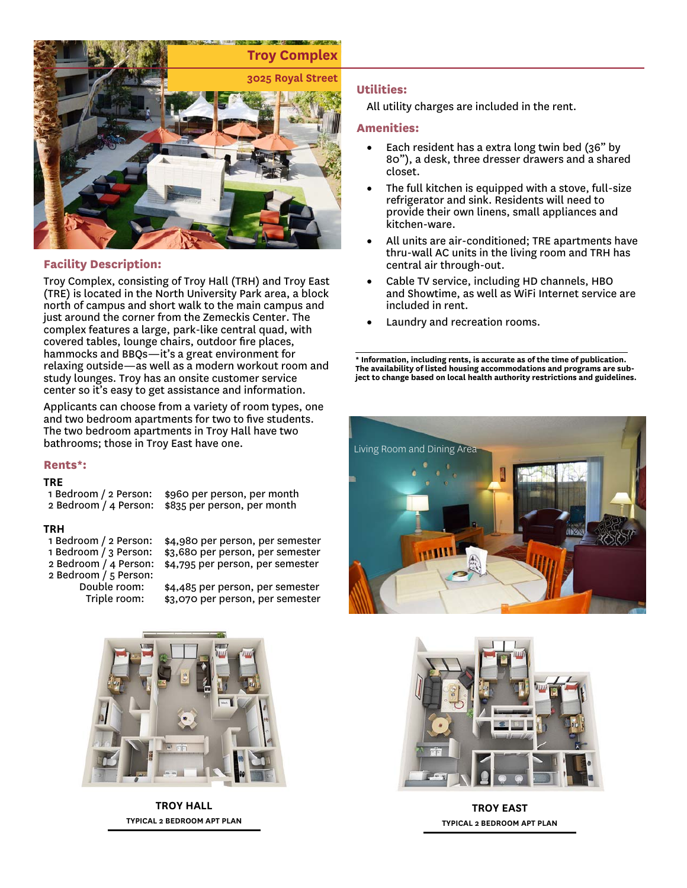# Troy Complex

## 3025 Royal Street

### Facility Description:

Troy Complex, consisting of Troy Hall (TRH) and Troy East (TRE) is located in the North University Park area, a block north of campus and short walk to the main campus and just around the corner from the Zemeckis Center. The complex features a large, park-like central quad, with covered tables, lounge chairs, outdoor fire places, hammocks and BBQs—it's a great environment for relaxing outside—as well as a modern workout room and study lounges. Troy has an onsite customer service center so it's easy to get assistance and information.

Applicants can choose from a variety of room types, one and two bedroom apartments for two to five students. The two bedroom apartments in Troy Hall have two bathrooms; those in Troy East have one.

### Rents*:

**TRE**

| | |
|---|---|
| 1 Bedroom / 2 Person: | $960 per person, per month |
| 2 Bedroom / 4 Person: | $835 per person, per month |

**TRH**

| | |
|---|---|
| 1 Bedroom / 2 Person: | $4,980 per person, per semester |
| 1 Bedroom / 3 Person: | $3,680 per person, per semester |
| 2 Bedroom / 4 Person: | $4,795 per person, per semester |
| 2 Bedroom / 5 Person: | |
| Double room: | $4,485 per person, per semester |
| Triple room: | $3,070 per person, per semester |

### Utilities:

All utility charges are included in the rent.

### Amenities:

- Each resident has a extra long twin bed (36" by 80"), a desk, three dresser drawers and a shared closet.
- The full kitchen is equipped with a stove, full-size refrigerator and sink. Residents will need to provide their own linens, small appliances and kitchen-ware.
- All units are air-conditioned; TRE apartments have thru-wall AC units in the living room and TRH has central air through-out.
- Cable TV service, including HD channels, HBO and Showtime, as well as WiFi Internet service are included in rent.
- Laundry and recreation rooms.

**\* Information, including rents, is accurate as of the time of publication. The availability of listed housing accommodations and programs are subject to change based on local health authority restrictions and guidelines.**

Living Room and Dining Area

**TROY HALL**
**TYPICAL 2 BEDROOM APT PLAN**

**TROY EAST**
**TYPICAL 2 BEDROOM APT PLAN**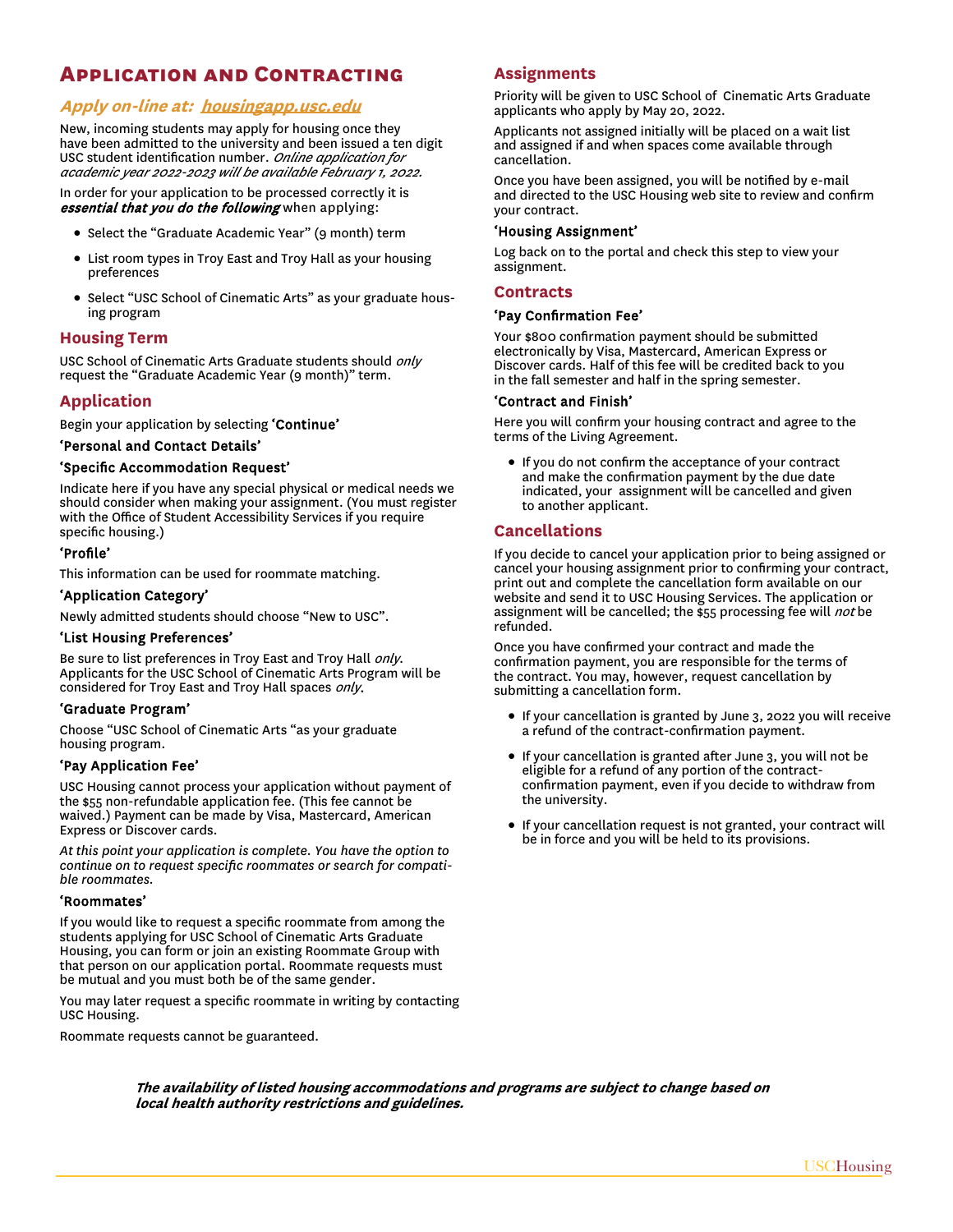# Application and Contracting

## *Apply on-line at: housingapp.usc.edu*

New, incoming students may apply for housing once they have been admitted to the university and been issued a ten digit USC student identification number. *Online application for academic year 2022-2023 will be available February 1, 2022.*

In order for your application to be processed correctly it is ***essential that you do the following*** when applying:

- Select the "Graduate Academic Year" (9 month) term
- List room types in Troy East and Troy Hall as your housing preferences
- Select "USC School of Cinematic Arts" as your graduate housing program

## Housing Term

USC School of Cinematic Arts Graduate students should *only* request the "Graduate Academic Year (9 month)" term.

## Application

Begin your application by selecting **'Continue'**

### 'Personal and Contact Details'

### 'Specific Accommodation Request'

Indicate here if you have any special physical or medical needs we should consider when making your assignment. (You must register with the Office of Student Accessibility Services if you require specific housing.)

### 'Profile'

This information can be used for roommate matching.

### 'Application Category'

Newly admitted students should choose "New to USC".

### 'List Housing Preferences'

Be sure to list preferences in Troy East and Troy Hall *only*. Applicants for the USC School of Cinematic Arts Program will be considered for Troy East and Troy Hall spaces *only*.

### 'Graduate Program'

Choose "USC School of Cinematic Arts "as your graduate housing program.

### 'Pay Application Fee'

USC Housing cannot process your application without payment of the $55 non-refundable application fee. (This fee cannot be waived.) Payment can be made by Visa, Mastercard, American Express or Discover cards.

*At this point your application is complete. You have the option to continue on to request specific roommates or search for compatible roommates.*

### 'Roommates'

If you would like to request a specific roommate from among the students applying for USC School of Cinematic Arts Graduate Housing, you can form or join an existing Roommate Group with that person on our application portal. Roommate requests must be mutual and you must both be of the same gender.

You may later request a specific roommate in writing by contacting USC Housing.

Roommate requests cannot be guaranteed.

## Assignments

Priority will be given to USC School of Cinematic Arts Graduate applicants who apply by May 20, 2022.

Applicants not assigned initially will be placed on a wait list and assigned if and when spaces come available through cancellation.

Once you have been assigned, you will be notified by e-mail and directed to the USC Housing web site to review and confirm your contract.

### 'Housing Assignment'

Log back on to the portal and check this step to view your assignment.

## Contracts

### 'Pay Confirmation Fee'

Your $800 confirmation payment should be submitted electronically by Visa, Mastercard, American Express or Discover cards. Half of this fee will be credited back to you in the fall semester and half in the spring semester.

### 'Contract and Finish'

Here you will confirm your housing contract and agree to the terms of the Living Agreement.

- If you do not confirm the acceptance of your contract and make the confirmation payment by the due date indicated, your assignment will be cancelled and given to another applicant.

## Cancellations

If you decide to cancel your application prior to being assigned or cancel your housing assignment prior to confirming your contract, print out and complete the cancellation form available on our website and send it to USC Housing Services. The application or assignment will be cancelled; the $55 processing fee will *not* be refunded.

Once you have confirmed your contract and made the confirmation payment, you are responsible for the terms of the contract. You may, however, request cancellation by submitting a cancellation form.

- If your cancellation is granted by June 3, 2022 you will receive a refund of the contract-confirmation payment.
- If your cancellation is granted after June 3, you will not be eligible for a refund of any portion of the contract-confirmation payment, even if you decide to withdraw from the university.
- If your cancellation request is not granted, your contract will be in force and you will be held to its provisions.

***The availability of listed housing accommodations and programs are subject to change based on local health authority restrictions and guidelines.***